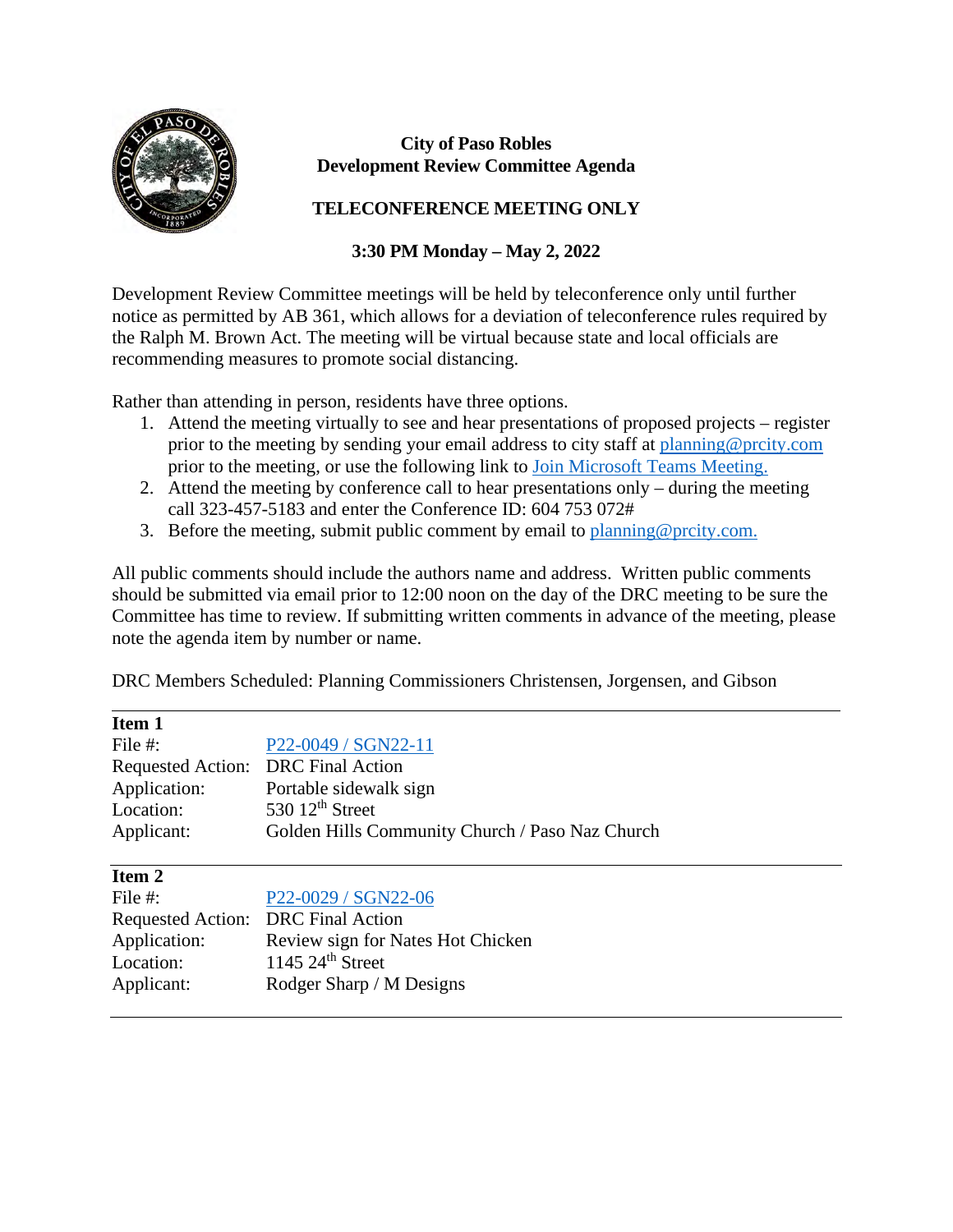# City of Paso Robles
## Development Review Committee Agenda

### TELECONFERENCE MEETING ONLY

### 3:30 PM Monday – May 2, 2022

Development Review Committee meetings will be held by teleconference only until further notice as permitted by AB 361, which allows for a deviation of teleconference rules required by the Ralph M. Brown Act. The meeting will be virtual because state and local officials are recommending measures to promote social distancing.

Rather than attending in person, residents have three options.

1. Attend the meeting virtually to see and hear presentations of proposed projects – register prior to the meeting by sending your email address to city staff at planning@prcity.com prior to the meeting, or use the following link to Join Microsoft Teams Meeting.
2. Attend the meeting by conference call to hear presentations only – during the meeting call 323-457-5183 and enter the Conference ID: 604 753 072#
3. Before the meeting, submit public comment by email to planning@prcity.com.

All public comments should include the authors name and address. Written public comments should be submitted via email prior to 12:00 noon on the day of the DRC meeting to be sure the Committee has time to review. If submitting written comments in advance of the meeting, please note the agenda item by number or name.

DRC Members Scheduled: Planning Commissioners Christensen, Jorgensen, and Gibson

---

**Item 1**

| | |
|---|---|
| File #: | P22-0049 / SGN22-11 |
| Requested Action: | DRC Final Action |
| Application: | Portable sidewalk sign |
| Location: | 530 12th Street |
| Applicant: | Golden Hills Community Church / Paso Naz Church |

---

**Item 2**

| | |
|---|---|
| File #: | P22-0029 / SGN22-06 |
| Requested Action: | DRC Final Action |
| Application: | Review sign for Nates Hot Chicken |
| Location: | 1145 24th Street |
| Applicant: | Rodger Sharp / M Designs |

---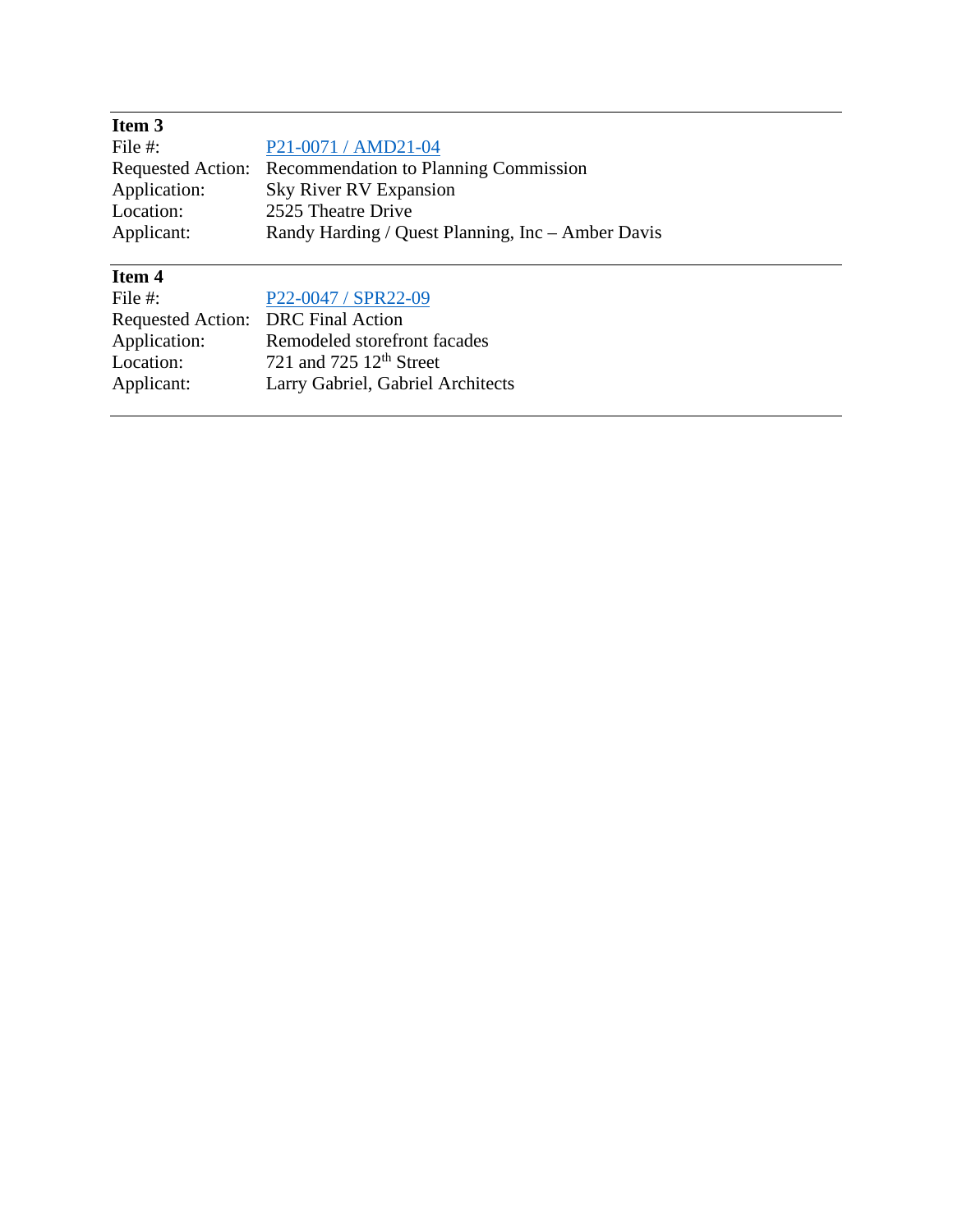---

**Item 3**

| | |
|---|---|
| File #: | [P21-0071 / AMD21-04]() |
| Requested Action: | Recommendation to Planning Commission |
| Application: | Sky River RV Expansion |
| Location: | 2525 Theatre Drive |
| Applicant: | Randy Harding / Quest Planning, Inc – Amber Davis |

---

**Item 4**

| | |
|---|---|
| File #: | [P22-0047 / SPR22-09]() |
| Requested Action: | DRC Final Action |
| Application: | Remodeled storefront facades |
| Location: | 721 and 725 12th Street |
| Applicant: | Larry Gabriel, Gabriel Architects |

---